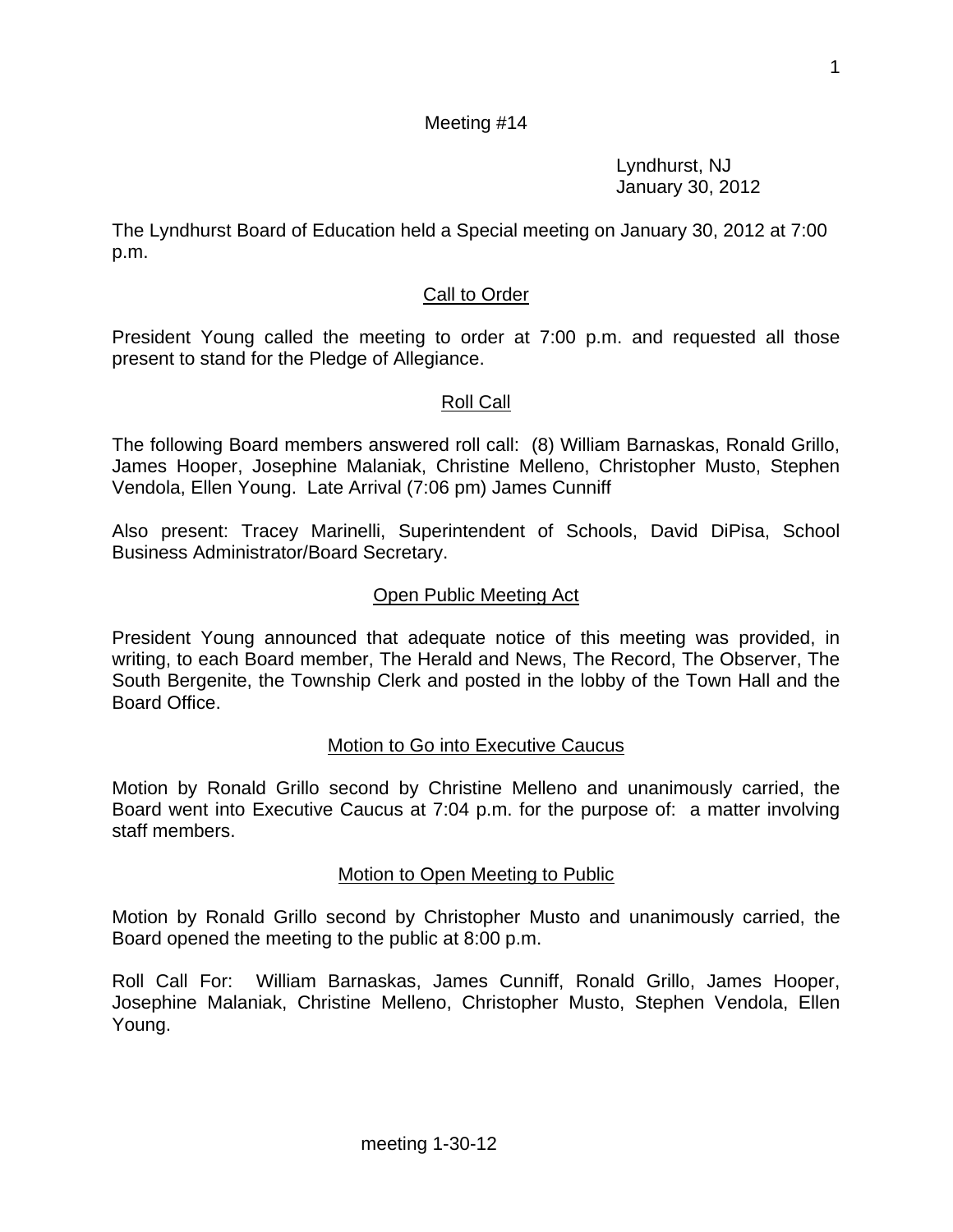Meeting #14

Lyndhurst, NJ
January 30, 2012

The Lyndhurst Board of Education held a Special meeting on January 30, 2012 at 7:00 p.m.

## Call to Order

President Young called the meeting to order at 7:00 p.m. and requested all those present to stand for the Pledge of Allegiance.

## Roll Call

The following Board members answered roll call: (8) William Barnaskas, Ronald Grillo, James Hooper, Josephine Malaniak, Christine Melleno, Christopher Musto, Stephen Vendola, Ellen Young. Late Arrival (7:06 pm) James Cunniff

Also present: Tracey Marinelli, Superintendent of Schools, David DiPisa, School Business Administrator/Board Secretary.

## Open Public Meeting Act

President Young announced that adequate notice of this meeting was provided, in writing, to each Board member, The Herald and News, The Record, The Observer, The South Bergenite, the Township Clerk and posted in the lobby of the Town Hall and the Board Office.

## Motion to Go into Executive Caucus

Motion by Ronald Grillo second by Christine Melleno and unanimously carried, the Board went into Executive Caucus at 7:04 p.m. for the purpose of: a matter involving staff members.

## Motion to Open Meeting to Public

Motion by Ronald Grillo second by Christopher Musto and unanimously carried, the Board opened the meeting to the public at 8:00 p.m.

Roll Call For: William Barnaskas, James Cunniff, Ronald Grillo, James Hooper, Josephine Malaniak, Christine Melleno, Christopher Musto, Stephen Vendola, Ellen Young.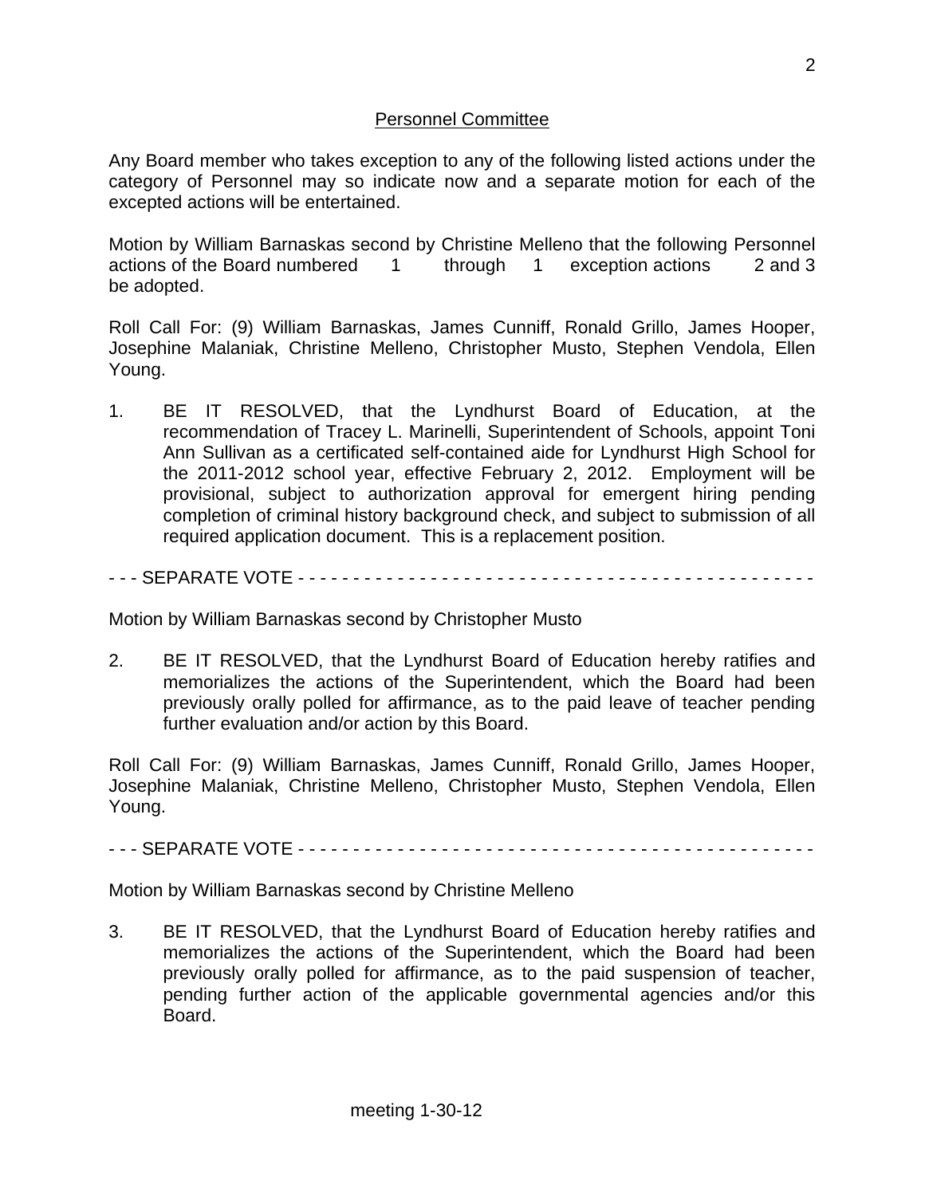## Personnel Committee

Any Board member who takes exception to any of the following listed actions under the category of Personnel may so indicate now and a separate motion for each of the excepted actions will be entertained.

Motion by William Barnaskas second by Christine Melleno that the following Personnel actions of the Board numbered 1 through 1 exception actions 2 and 3 be adopted.

Roll Call For: (9) William Barnaskas, James Cunniff, Ronald Grillo, James Hooper, Josephine Malaniak, Christine Melleno, Christopher Musto, Stephen Vendola, Ellen Young.

1. BE IT RESOLVED, that the Lyndhurst Board of Education, at the recommendation of Tracey L. Marinelli, Superintendent of Schools, appoint Toni Ann Sullivan as a certificated self-contained aide for Lyndhurst High School for the 2011-2012 school year, effective February 2, 2012. Employment will be provisional, subject to authorization approval for emergent hiring pending completion of criminal history background check, and subject to submission of all required application document. This is a replacement position.

- - - SEPARATE VOTE - - - - - - - - - - - - - - - - - - - - - - - - - - - - - - - - - - - - - - - - - - - - - - -

Motion by William Barnaskas second by Christopher Musto

2. BE IT RESOLVED, that the Lyndhurst Board of Education hereby ratifies and memorializes the actions of the Superintendent, which the Board had been previously orally polled for affirmance, as to the paid leave of teacher pending further evaluation and/or action by this Board.

Roll Call For: (9) William Barnaskas, James Cunniff, Ronald Grillo, James Hooper, Josephine Malaniak, Christine Melleno, Christopher Musto, Stephen Vendola, Ellen Young.

- - - SEPARATE VOTE - - - - - - - - - - - - - - - - - - - - - - - - - - - - - - - - - - - - - - - - - - - - - - -

Motion by William Barnaskas second by Christine Melleno

3. BE IT RESOLVED, that the Lyndhurst Board of Education hereby ratifies and memorializes the actions of the Superintendent, which the Board had been previously orally polled for affirmance, as to the paid suspension of teacher, pending further action of the applicable governmental agencies and/or this Board.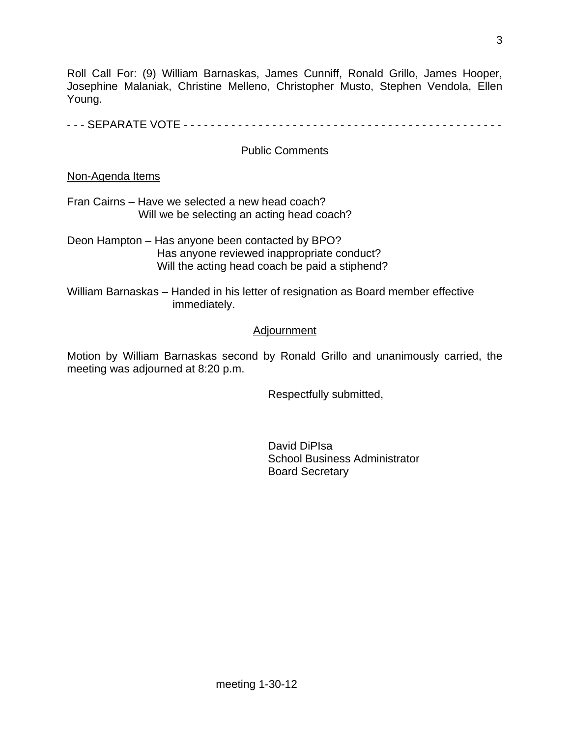Roll Call For: (9) William Barnaskas, James Cunniff, Ronald Grillo, James Hooper, Josephine Malaniak, Christine Melleno, Christopher Musto, Stephen Vendola, Ellen Young.

- - - SEPARATE VOTE - - - - - - - - - - - - - - - - - - - - - - - - - - - - - - - - - - - - - - - - - - - - - - -

## Public Comments

### Non-Agenda Items

Fran Cairns – Have we selected a new head coach?
Will we be selecting an acting head coach?

Deon Hampton – Has anyone been contacted by BPO?
Has anyone reviewed inappropriate conduct?
Will the acting head coach be paid a stiphend?

William Barnaskas – Handed in his letter of resignation as Board member effective immediately.

## Adjournment

Motion by William Barnaskas second by Ronald Grillo and unanimously carried, the meeting was adjourned at 8:20 p.m.

Respectfully submitted,

David DiPIsa
School Business Administrator
Board Secretary

meeting 1-30-12